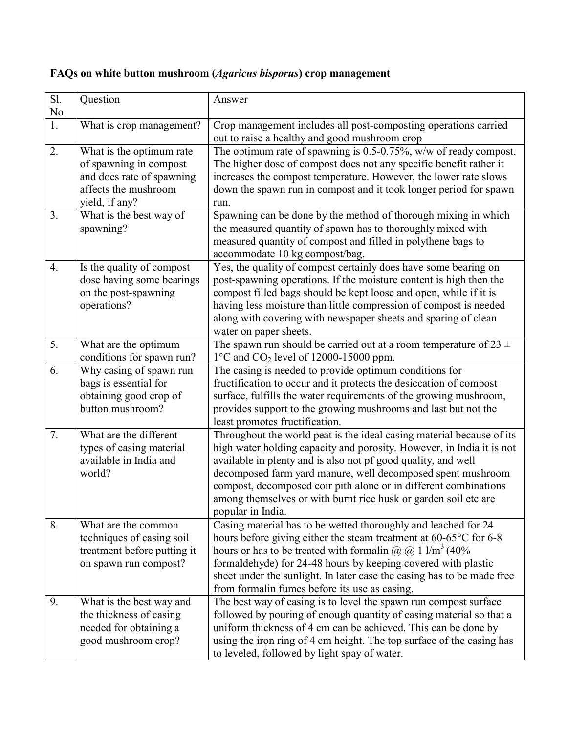**FAQs on white button mushroom (*Agaricus bisporus*) crop management**

| Sl. No. | Question | Answer |
|---|---|---|
| 1. | What is crop management? | Crop management includes all post-composting operations carried out to raise a healthy and good mushroom crop |
| 2. | What is the optimum rate of spawning in compost and does rate of spawning affects the mushroom yield, if any? | The optimum rate of spawning is 0.5-0.75%, w/w of ready compost. The higher dose of compost does not any specific benefit rather it increases the compost temperature. However, the lower rate slows down the spawn run in compost and it took longer period for spawn run. |
| 3. | What is the best way of spawning? | Spawning can be done by the method of thorough mixing in which the measured quantity of spawn has to thoroughly mixed with measured quantity of compost and filled in polythene bags to accommodate 10 kg compost/bag. |
| 4. | Is the quality of compost dose having some bearings on the post-spawning operations? | Yes, the quality of compost certainly does have some bearing on post-spawning operations. If the moisture content is high then the compost filled bags should be kept loose and open, while if it is having less moisture than little compression of compost is needed along with covering with newspaper sheets and sparing of clean water on paper sheets. |
| 5. | What are the optimum conditions for spawn run? | The spawn run should be carried out at a room temperature of 23 ± 1°C and $CO_2$ level of 12000-15000 ppm. |
| 6. | Why casing of spawn run bags is essential for obtaining good crop of button mushroom? | The casing is needed to provide optimum conditions for fructification to occur and it protects the desiccation of compost surface, fulfills the water requirements of the growing mushroom, provides support to the growing mushrooms and last but not the least promotes fructification. |
| 7. | What are the different types of casing material available in India and world? | Throughout the world peat is the ideal casing material because of its high water holding capacity and porosity. However, in India it is not available in plenty and is also not pf good quality, and well decomposed farm yard manure, well decomposed spent mushroom compost, decomposed coir pith alone or in different combinations among themselves or with burnt rice husk or garden soil etc are popular in India. |
| 8. | What are the common techniques of casing soil treatment before putting it on spawn run compost? | Casing material has to be wetted thoroughly and leached for 24 hours before giving either the steam treatment at 60-65°C for 6-8 hours or has to be treated with formalin @ @ 1 $l/m^3$ (40% formaldehyde) for 24-48 hours by keeping covered with plastic sheet under the sunlight. In later case the casing has to be made free from formalin fumes before its use as casing. |
| 9. | What is the best way and the thickness of casing needed for obtaining a good mushroom crop? | The best way of casing is to level the spawn run compost surface followed by pouring of enough quantity of casing material so that a uniform thickness of 4 cm can be achieved. This can be done by using the iron ring of 4 cm height. The top surface of the casing has to leveled, followed by light spay of water. |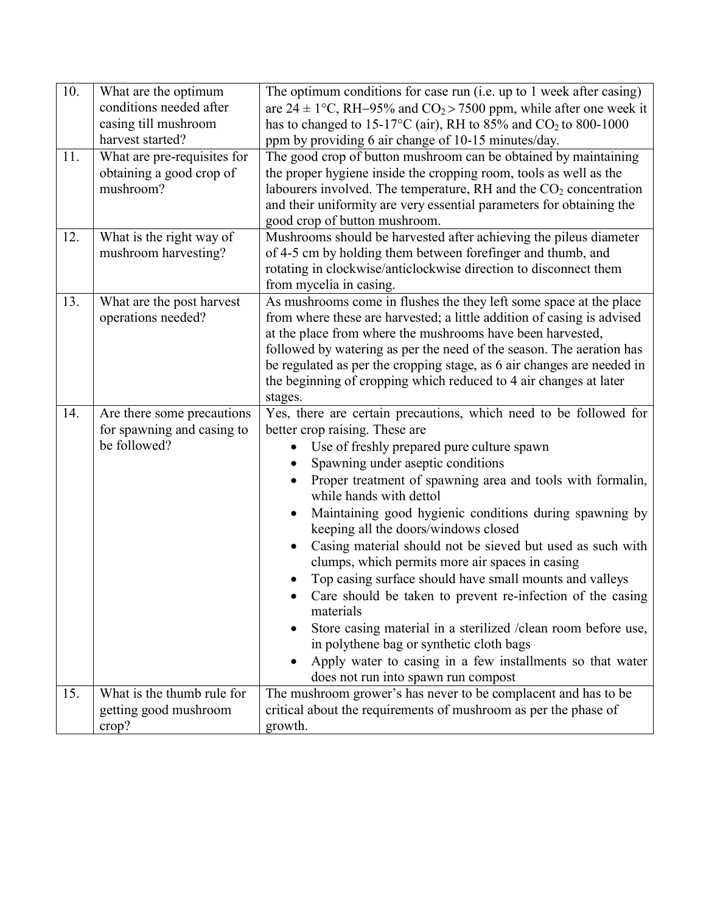| | | |
|---|---|---|
| 10. | What are the optimum conditions needed after casing till mushroom harvest started? | The optimum conditions for case run (i.e. up to 1 week after casing) are 24 ± 1°C, RH–95% and $CO_2$ > 7500 ppm, while after one week it has to changed to 15-17°C (air), RH to 85% and $CO_2$ to 800-1000 ppm by providing 6 air change of 10-15 minutes/day. |
| 11. | What are pre-requisites for obtaining a good crop of mushroom? | The good crop of button mushroom can be obtained by maintaining the proper hygiene inside the cropping room, tools as well as the labourers involved. The temperature, RH and the $CO_2$ concentration and their uniformity are very essential parameters for obtaining the good crop of button mushroom. |
| 12. | What is the right way of mushroom harvesting? | Mushrooms should be harvested after achieving the pileus diameter of 4-5 cm by holding them between forefinger and thumb, and rotating in clockwise/anticlockwise direction to disconnect them from mycelia in casing. |
| 13. | What are the post harvest operations needed? | As mushrooms come in flushes the they left some space at the place from where these are harvested; a little addition of casing is advised at the place from where the mushrooms have been harvested, followed by watering as per the need of the season. The aeration has be regulated as per the cropping stage, as 6 air changes are needed in the beginning of cropping which reduced to 4 air changes at later stages. |
| 14. | Are there some precautions for spawning and casing to be followed? | Yes, there are certain precautions, which need to be followed for better crop raising. These are<br>• Use of freshly prepared pure culture spawn<br>• Spawning under aseptic conditions<br>• Proper treatment of spawning area and tools with formalin, while hands with dettol<br>• Maintaining good hygienic conditions during spawning by keeping all the doors/windows closed<br>• Casing material should not be sieved but used as such with clumps, which permits more air spaces in casing<br>• Top casing surface should have small mounts and valleys<br>• Care should be taken to prevent re-infection of the casing materials<br>• Store casing material in a sterilized /clean room before use, in polythene bag or synthetic cloth bags<br>• Apply water to casing in a few installments so that water does not run into spawn run compost |
| 15. | What is the thumb rule for getting good mushroom crop? | The mushroom grower's has never to be complacent and has to be critical about the requirements of mushroom as per the phase of growth. |